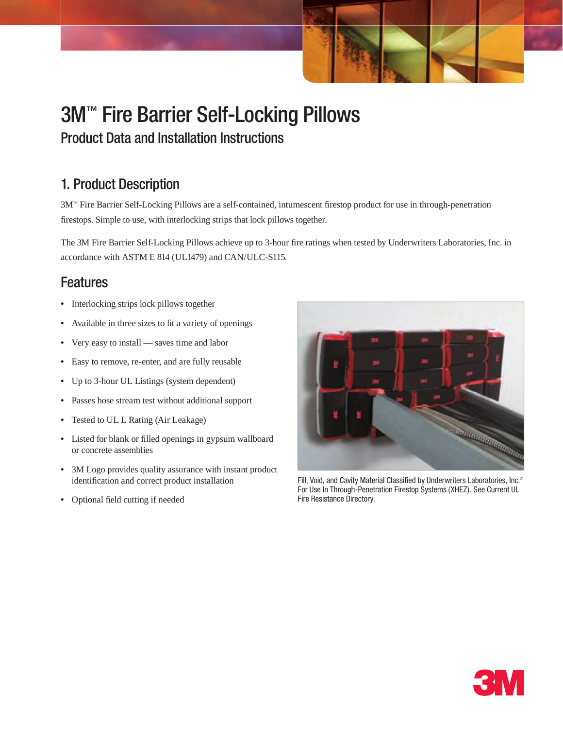# 3M™ Fire Barrier Self-Locking Pillows

## Product Data and Installation Instructions

## 1. Product Description

3M™ Fire Barrier Self-Locking Pillows are a self-contained, intumescent firestop product for use in through-penetration firestops. Simple to use, with interlocking strips that lock pillows together.

The 3M Fire Barrier Self-Locking Pillows achieve up to 3-hour fire ratings when tested by Underwriters Laboratories, Inc. in accordance with ASTM E 814 (UL1479) and CAN/ULC-S115.

## Features

- Interlocking strips lock pillows together
- Available in three sizes to fit a variety of openings
- Very easy to install — saves time and labor
- Easy to remove, re-enter, and are fully reusable
- Up to 3-hour UL Listings (system dependent)
- Passes hose stream test without additional support
- Tested to UL L Rating (Air Leakage)
- Listed for blank or filled openings in gypsum wallboard or concrete assemblies
- 3M Logo provides quality assurance with instant product identification and correct product installation
- Optional field cutting if needed

Fill, Void, and Cavity Material Classified by Underwriters Laboratories, Inc.® For Use In Through-Penetration Firestop Systems (XHEZ). See Current UL Fire Resistance Directory.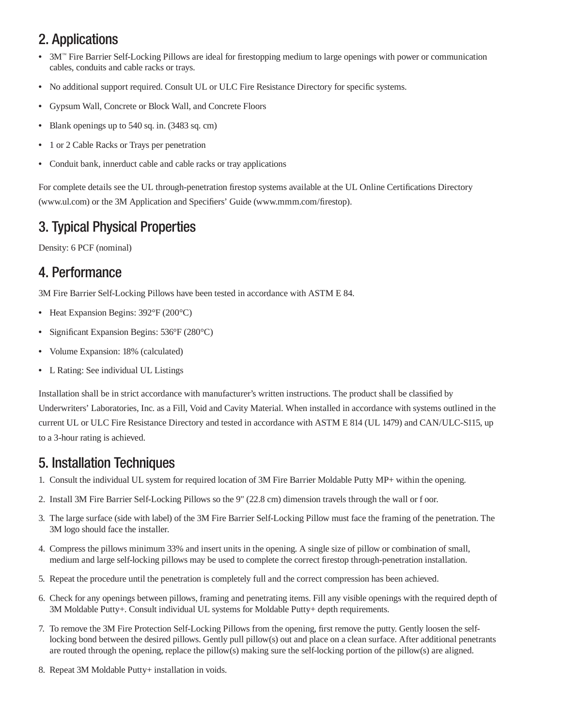## 2. Applications

- 3M™ Fire Barrier Self-Locking Pillows are ideal for firestopping medium to large openings with power or communication cables, conduits and cable racks or trays.
- No additional support required. Consult UL or ULC Fire Resistance Directory for specific systems.
- Gypsum Wall, Concrete or Block Wall, and Concrete Floors
- Blank openings up to 540 sq. in. (3483 sq. cm)
- 1 or 2 Cable Racks or Trays per penetration
- Conduit bank, innerduct cable and cable racks or tray applications

For complete details see the UL through-penetration firestop systems available at the UL Online Certifications Directory (www.ul.com) or the 3M Application and Specifiers' Guide (www.mmm.com/firestop).

## 3. Typical Physical Properties

Density: 6 PCF (nominal)

## 4. Performance

3M Fire Barrier Self-Locking Pillows have been tested in accordance with ASTM E 84.

- Heat Expansion Begins: 392°F (200°C)
- Significant Expansion Begins: 536°F (280°C)
- Volume Expansion: 18% (calculated)
- L Rating: See individual UL Listings

Installation shall be in strict accordance with manufacturer's written instructions. The product shall be classified by Underwriters' Laboratories, Inc. as a Fill, Void and Cavity Material. When installed in accordance with systems outlined in the current UL or ULC Fire Resistance Directory and tested in accordance with ASTM E 814 (UL 1479) and CAN/ULC-S115, up to a 3-hour rating is achieved.

## 5. Installation Techniques

1. Consult the individual UL system for required location of 3M Fire Barrier Moldable Putty MP+ within the opening.
2. Install 3M Fire Barrier Self-Locking Pillows so the 9" (22.8 cm) dimension travels through the wall or f oor.
3. The large surface (side with label) of the 3M Fire Barrier Self-Locking Pillow must face the framing of the penetration. The 3M logo should face the installer.
4. Compress the pillows minimum 33% and insert units in the opening. A single size of pillow or combination of small, medium and large self-locking pillows may be used to complete the correct firestop through-penetration installation.
5. Repeat the procedure until the penetration is completely full and the correct compression has been achieved.
6. Check for any openings between pillows, framing and penetrating items. Fill any visible openings with the required depth of 3M Moldable Putty+. Consult individual UL systems for Moldable Putty+ depth requirements.
7. To remove the 3M Fire Protection Self-Locking Pillows from the opening, first remove the putty. Gently loosen the self-locking bond between the desired pillows. Gently pull pillow(s) out and place on a clean surface. After additional penetrants are routed through the opening, replace the pillow(s) making sure the self-locking portion of the pillow(s) are aligned.
8. Repeat 3M Moldable Putty+ installation in voids.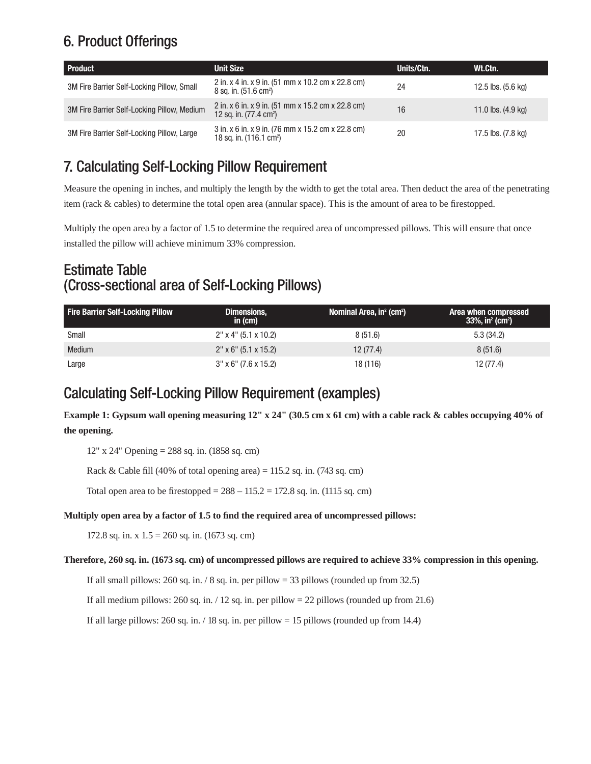## 6. Product Offerings

| Product | Unit Size | Units/Ctn. | Wt.Ctn. |
|---|---|---|---|
| 3M Fire Barrier Self-Locking Pillow, Small | 2 in. x 4 in. x 9 in. (51 mm x 10.2 cm x 22.8 cm) 8 sq. in. (51.6 $cm^2$) | 24 | 12.5 lbs. (5.6 kg) |
| 3M Fire Barrier Self-Locking Pillow, Medium | 2 in. x 6 in. x 9 in. (51 mm x 15.2 cm x 22.8 cm) 12 sq. in. (77.4 $cm^2$) | 16 | 11.0 lbs. (4.9 kg) |
| 3M Fire Barrier Self-Locking Pillow, Large | 3 in. x 6 in. x 9 in. (76 mm x 15.2 cm x 22.8 cm) 18 sq. in. (116.1 $cm^2$) | 20 | 17.5 lbs. (7.8 kg) |

## 7. Calculating Self-Locking Pillow Requirement

Measure the opening in inches, and multiply the length by the width to get the total area. Then deduct the area of the penetrating item (rack & cables) to determine the total open area (annular space). This is the amount of area to be firestopped.

Multiply the open area by a factor of 1.5 to determine the required area of uncompressed pillows. This will ensure that once installed the pillow will achieve minimum 33% compression.

## Estimate Table
## (Cross-sectional area of Self-Locking Pillows)

| Fire Barrier Self-Locking Pillow | Dimensions, in (cm) | Nominal Area, $in^2$ ($cm^2$) | Area when compressed 33%, $in^2$ ($cm^2$) |
|---|---|---|---|
| Small | 2" x 4" (5.1 x 10.2) | 8 (51.6) | 5.3 (34.2) |
| Medium | 2" x 6" (5.1 x 15.2) | 12 (77.4) | 8 (51.6) |
| Large | 3" x 6" (7.6 x 15.2) | 18 (116) | 12 (77.4) |

## Calculating Self-Locking Pillow Requirement (examples)

**Example 1: Gypsum wall opening measuring 12" x 24" (30.5 cm x 61 cm) with a cable rack & cables occupying 40% of the opening.**

12" x 24" Opening = 288 sq. in. (1858 sq. cm)

Rack & Cable fill (40% of total opening area) = 115.2 sq. in. (743 sq. cm)

Total open area to be firestopped = 288 – 115.2 = 172.8 sq. in. (1115 sq. cm)

**Multiply open area by a factor of 1.5 to find the required area of uncompressed pillows:**

172.8 sq. in. x 1.5 = 260 sq. in. (1673 sq. cm)

**Therefore, 260 sq. in. (1673 sq. cm) of uncompressed pillows are required to achieve 33% compression in this opening.**

If all small pillows: 260 sq. in. / 8 sq. in. per pillow = 33 pillows (rounded up from 32.5)

If all medium pillows: 260 sq. in. / 12 sq. in. per pillow = 22 pillows (rounded up from 21.6)

If all large pillows: 260 sq. in. / 18 sq. in. per pillow = 15 pillows (rounded up from 14.4)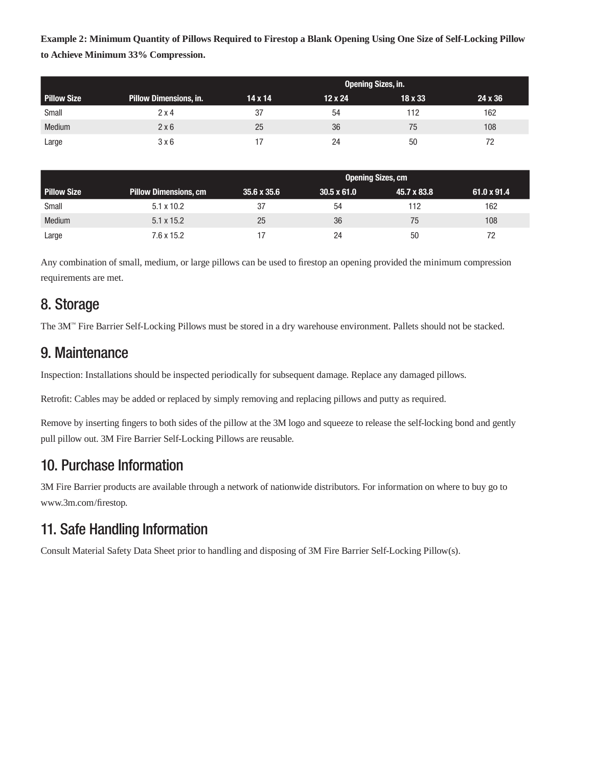**Example 2: Minimum Quantity of Pillows Required to Firestop a Blank Opening Using One Size of Self-Locking Pillow to Achieve Minimum 33% Compression.**

| | | Opening Sizes, in. | | | |
|---|---|---|---|---|---|
| **Pillow Size** | **Pillow Dimensions, in.** | **14 x 14** | **12 x 24** | **18 x 33** | **24 x 36** |
| Small | 2 x 4 | 37 | 54 | 112 | 162 |
| Medium | 2 x 6 | 25 | 36 | 75 | 108 |
| Large | 3 x 6 | 17 | 24 | 50 | 72 |

| | | Opening Sizes, cm | | | |
|---|---|---|---|---|---|
| **Pillow Size** | **Pillow Dimensions, cm** | **35.6 x 35.6** | **30.5 x 61.0** | **45.7 x 83.8** | **61.0 x 91.4** |
| Small | 5.1 x 10.2 | 37 | 54 | 112 | 162 |
| Medium | 5.1 x 15.2 | 25 | 36 | 75 | 108 |
| Large | 7.6 x 15.2 | 17 | 24 | 50 | 72 |

Any combination of small, medium, or large pillows can be used to firestop an opening provided the minimum compression requirements are met.

## 8. Storage

The 3M™ Fire Barrier Self-Locking Pillows must be stored in a dry warehouse environment. Pallets should not be stacked.

## 9. Maintenance

Inspection: Installations should be inspected periodically for subsequent damage. Replace any damaged pillows.

Retrofit: Cables may be added or replaced by simply removing and replacing pillows and putty as required.

Remove by inserting fingers to both sides of the pillow at the 3M logo and squeeze to release the self-locking bond and gently pull pillow out. 3M Fire Barrier Self-Locking Pillows are reusable.

## 10. Purchase Information

3M Fire Barrier products are available through a network of nationwide distributors. For information on where to buy go to www.3m.com/firestop.

## 11. Safe Handling Information

Consult Material Safety Data Sheet prior to handling and disposing of 3M Fire Barrier Self-Locking Pillow(s).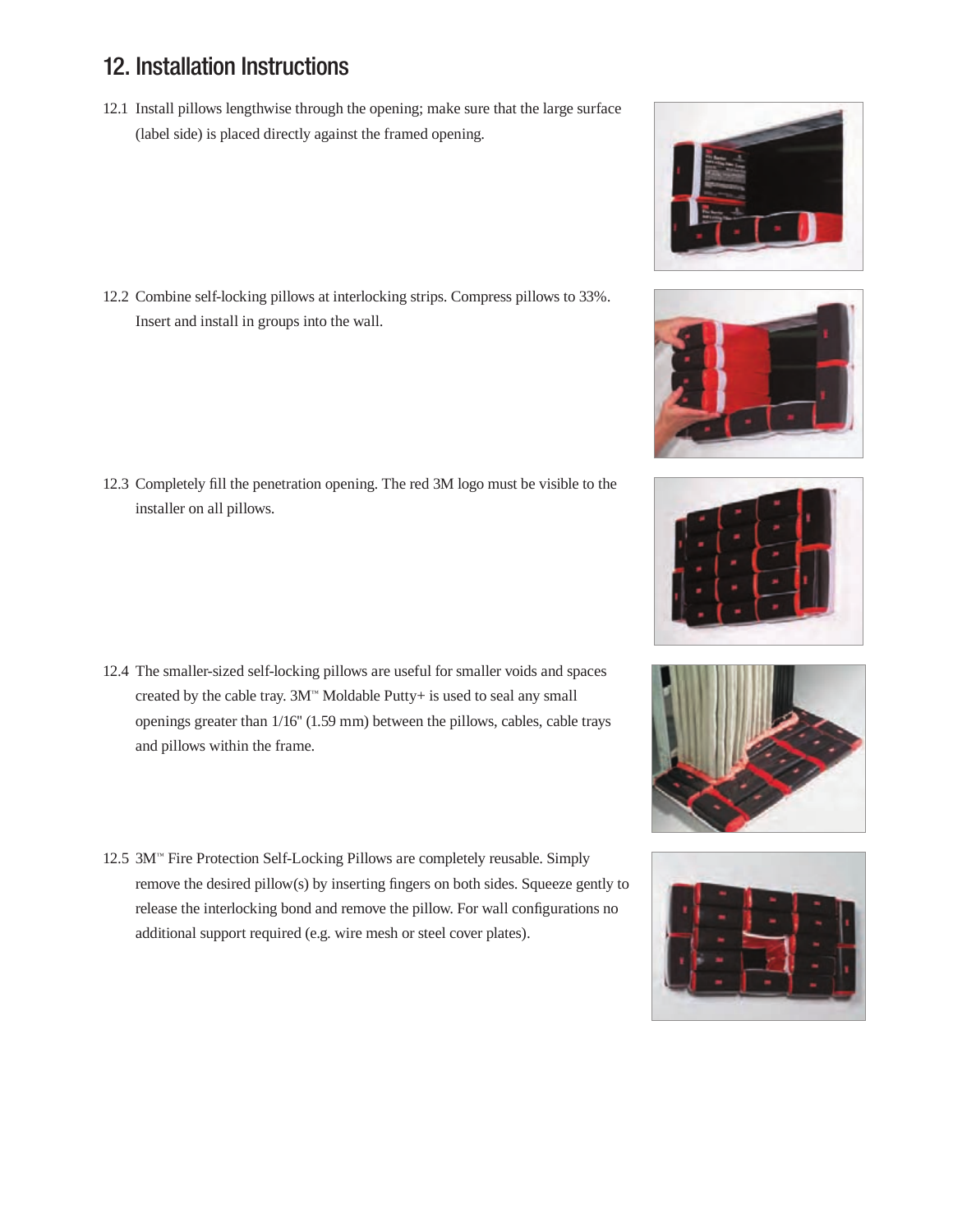## 12. Installation Instructions

12.1 Install pillows lengthwise through the opening; make sure that the large surface (label side) is placed directly against the framed opening.

12.2 Combine self-locking pillows at interlocking strips. Compress pillows to 33%. Insert and install in groups into the wall.

12.3 Completely fill the penetration opening. The red 3M logo must be visible to the installer on all pillows.

12.4 The smaller-sized self-locking pillows are useful for smaller voids and spaces created by the cable tray. 3M™ Moldable Putty+ is used to seal any small openings greater than 1/16" (1.59 mm) between the pillows, cables, cable trays and pillows within the frame.

12.5 3M™ Fire Protection Self-Locking Pillows are completely reusable. Simply remove the desired pillow(s) by inserting fingers on both sides. Squeeze gently to release the interlocking bond and remove the pillow. For wall configurations no additional support required (e.g. wire mesh or steel cover plates).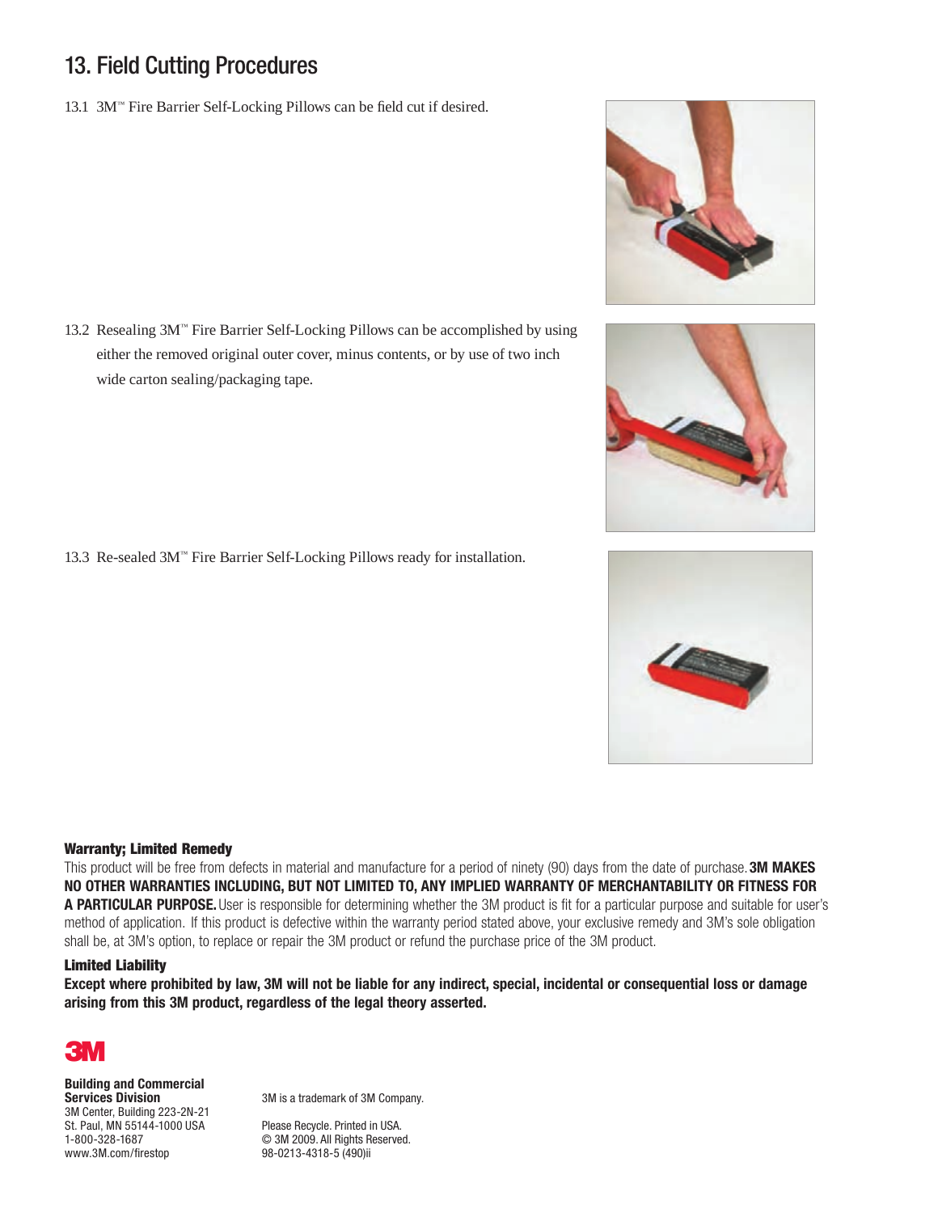## 13. Field Cutting Procedures

13.1 3M™ Fire Barrier Self-Locking Pillows can be field cut if desired.

13.2 Resealing 3M™ Fire Barrier Self-Locking Pillows can be accomplished by using either the removed original outer cover, minus contents, or by use of two inch wide carton sealing/packaging tape.

13.3 Re-sealed 3M™ Fire Barrier Self-Locking Pillows ready for installation.

**Warranty; Limited Remedy**

This product will be free from defects in material and manufacture for a period of ninety (90) days from the date of purchase. **3M MAKES NO OTHER WARRANTIES INCLUDING, BUT NOT LIMITED TO, ANY IMPLIED WARRANTY OF MERCHANTABILITY OR FITNESS FOR A PARTICULAR PURPOSE.** User is responsible for determining whether the 3M product is fit for a particular purpose and suitable for user's method of application. If this product is defective within the warranty period stated above, your exclusive remedy and 3M's sole obligation shall be, at 3M's option, to replace or repair the 3M product or refund the purchase price of the 3M product.

**Limited Liability**

**Except where prohibited by law, 3M will not be liable for any indirect, special, incidental or consequential loss or damage arising from this 3M product, regardless of the legal theory asserted.**

3M

**Building and Commercial Services Division**
3M Center, Building 223-2N-21
St. Paul, MN 55144-1000 USA
1-800-328-1687
www.3M.com/firestop

3M is a trademark of 3M Company.

Please Recycle. Printed in USA.
© 3M 2009. All Rights Reserved.
98-0213-4318-5 (490)ii